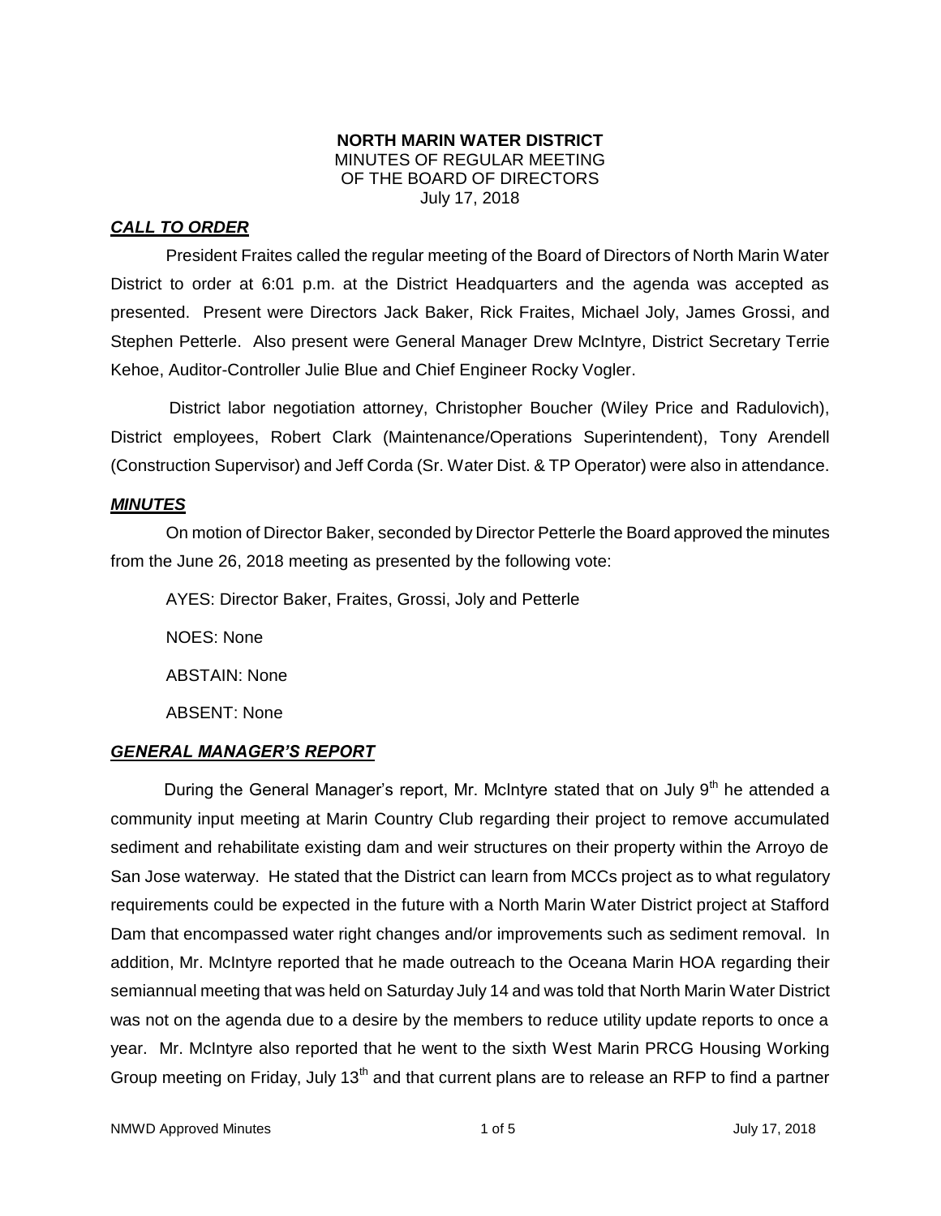**NORTH MARIN WATER DISTRICT**
MINUTES OF REGULAR MEETING
OF THE BOARD OF DIRECTORS
July 17, 2018

***CALL TO ORDER***

President Fraites called the regular meeting of the Board of Directors of North Marin Water District to order at 6:01 p.m. at the District Headquarters and the agenda was accepted as presented. Present were Directors Jack Baker, Rick Fraites, Michael Joly, James Grossi, and Stephen Petterle. Also present were General Manager Drew McIntyre, District Secretary Terrie Kehoe, Auditor-Controller Julie Blue and Chief Engineer Rocky Vogler.

District labor negotiation attorney, Christopher Boucher (Wiley Price and Radulovich), District employees, Robert Clark (Maintenance/Operations Superintendent), Tony Arendell (Construction Supervisor) and Jeff Corda (Sr. Water Dist. & TP Operator) were also in attendance.

***MINUTES***

On motion of Director Baker, seconded by Director Petterle the Board approved the minutes from the June 26, 2018 meeting as presented by the following vote:

AYES: Director Baker, Fraites, Grossi, Joly and Petterle

NOES: None

ABSTAIN: None

ABSENT: None

***GENERAL MANAGER'S REPORT***

During the General Manager's report, Mr. McIntyre stated that on July 9th he attended a community input meeting at Marin Country Club regarding their project to remove accumulated sediment and rehabilitate existing dam and weir structures on their property within the Arroyo de San Jose waterway. He stated that the District can learn from MCCs project as to what regulatory requirements could be expected in the future with a North Marin Water District project at Stafford Dam that encompassed water right changes and/or improvements such as sediment removal. In addition, Mr. McIntyre reported that he made outreach to the Oceana Marin HOA regarding their semiannual meeting that was held on Saturday July 14 and was told that North Marin Water District was not on the agenda due to a desire by the members to reduce utility update reports to once a year. Mr. McIntyre also reported that he went to the sixth West Marin PRCG Housing Working Group meeting on Friday, July 13th and that current plans are to release an RFP to find a partner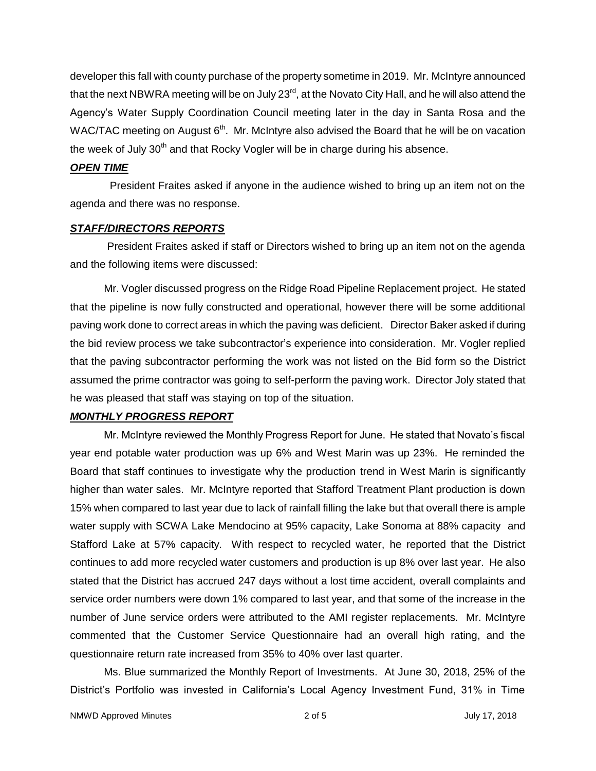developer this fall with county purchase of the property sometime in 2019. Mr. McIntyre announced that the next NBWRA meeting will be on July 23rd, at the Novato City Hall, and he will also attend the Agency's Water Supply Coordination Council meeting later in the day in Santa Rosa and the WAC/TAC meeting on August 6th. Mr. McIntyre also advised the Board that he will be on vacation the week of July 30th and that Rocky Vogler will be in charge during his absence.

***OPEN TIME***

President Fraites asked if anyone in the audience wished to bring up an item not on the agenda and there was no response.

***STAFF/DIRECTORS REPORTS***

President Fraites asked if staff or Directors wished to bring up an item not on the agenda and the following items were discussed:

Mr. Vogler discussed progress on the Ridge Road Pipeline Replacement project. He stated that the pipeline is now fully constructed and operational, however there will be some additional paving work done to correct areas in which the paving was deficient. Director Baker asked if during the bid review process we take subcontractor's experience into consideration. Mr. Vogler replied that the paving subcontractor performing the work was not listed on the Bid form so the District assumed the prime contractor was going to self-perform the paving work. Director Joly stated that he was pleased that staff was staying on top of the situation.

***MONTHLY PROGRESS REPORT***

Mr. McIntyre reviewed the Monthly Progress Report for June. He stated that Novato's fiscal year end potable water production was up 6% and West Marin was up 23%. He reminded the Board that staff continues to investigate why the production trend in West Marin is significantly higher than water sales. Mr. McIntyre reported that Stafford Treatment Plant production is down 15% when compared to last year due to lack of rainfall filling the lake but that overall there is ample water supply with SCWA Lake Mendocino at 95% capacity, Lake Sonoma at 88% capacity and Stafford Lake at 57% capacity. With respect to recycled water, he reported that the District continues to add more recycled water customers and production is up 8% over last year. He also stated that the District has accrued 247 days without a lost time accident, overall complaints and service order numbers were down 1% compared to last year, and that some of the increase in the number of June service orders were attributed to the AMI register replacements. Mr. McIntyre commented that the Customer Service Questionnaire had an overall high rating, and the questionnaire return rate increased from 35% to 40% over last quarter.

Ms. Blue summarized the Monthly Report of Investments. At June 30, 2018, 25% of the District's Portfolio was invested in California's Local Agency Investment Fund, 31% in Time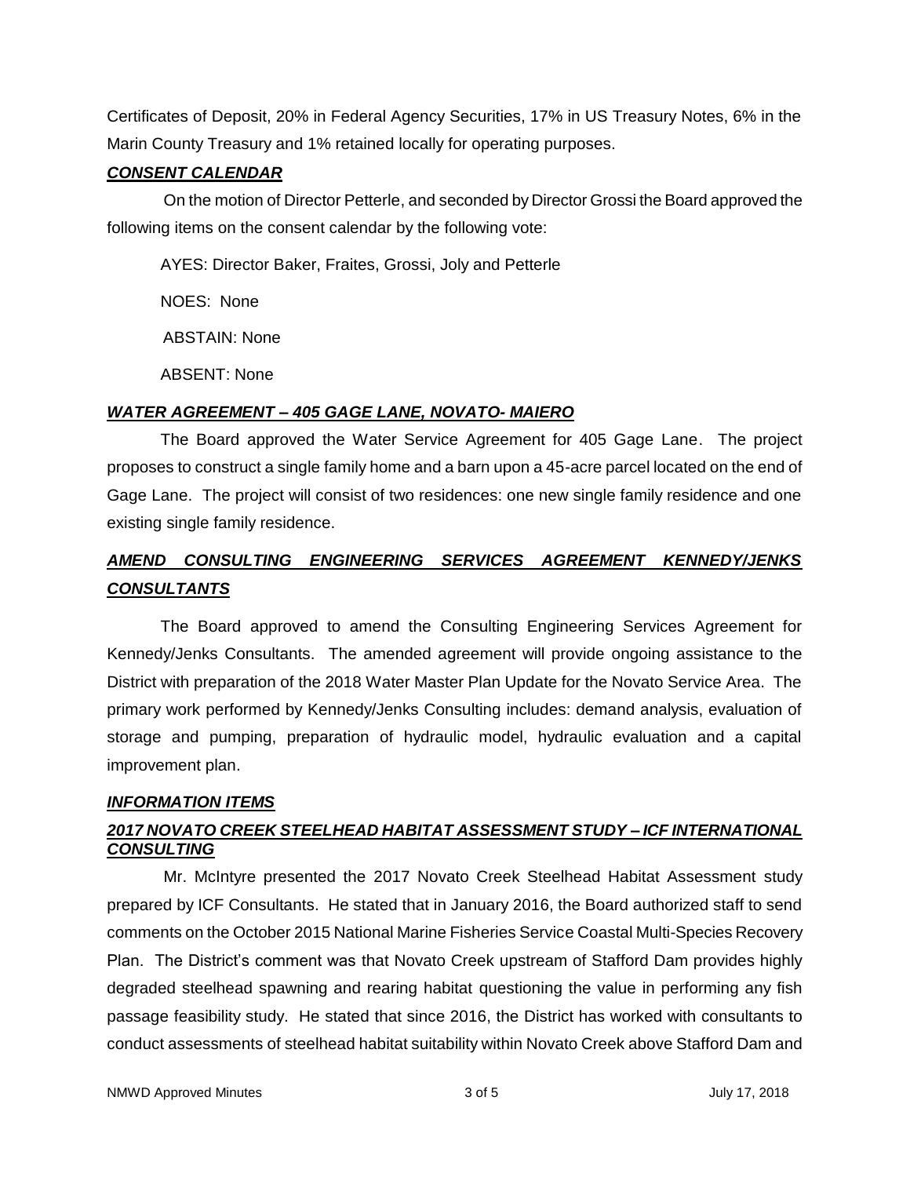Certificates of Deposit, 20% in Federal Agency Securities, 17% in US Treasury Notes, 6% in the Marin County Treasury and 1% retained locally for operating purposes.

***CONSENT CALENDAR***

On the motion of Director Petterle, and seconded by Director Grossi the Board approved the following items on the consent calendar by the following vote:

AYES: Director Baker, Fraites, Grossi, Joly and Petterle

NOES: None

ABSTAIN: None

ABSENT: None

***WATER AGREEMENT – 405 GAGE LANE, NOVATO- MAIERO***

The Board approved the Water Service Agreement for 405 Gage Lane. The project proposes to construct a single family home and a barn upon a 45-acre parcel located on the end of Gage Lane. The project will consist of two residences: one new single family residence and one existing single family residence.

***AMEND CONSULTING ENGINEERING SERVICES AGREEMENT KENNEDY/JENKS CONSULTANTS***

The Board approved to amend the Consulting Engineering Services Agreement for Kennedy/Jenks Consultants. The amended agreement will provide ongoing assistance to the District with preparation of the 2018 Water Master Plan Update for the Novato Service Area. The primary work performed by Kennedy/Jenks Consulting includes: demand analysis, evaluation of storage and pumping, preparation of hydraulic model, hydraulic evaluation and a capital improvement plan.

***INFORMATION ITEMS***

***2017 NOVATO CREEK STEELHEAD HABITAT ASSESSMENT STUDY – ICF INTERNATIONAL CONSULTING***

Mr. McIntyre presented the 2017 Novato Creek Steelhead Habitat Assessment study prepared by ICF Consultants. He stated that in January 2016, the Board authorized staff to send comments on the October 2015 National Marine Fisheries Service Coastal Multi-Species Recovery Plan. The District's comment was that Novato Creek upstream of Stafford Dam provides highly degraded steelhead spawning and rearing habitat questioning the value in performing any fish passage feasibility study. He stated that since 2016, the District has worked with consultants to conduct assessments of steelhead habitat suitability within Novato Creek above Stafford Dam and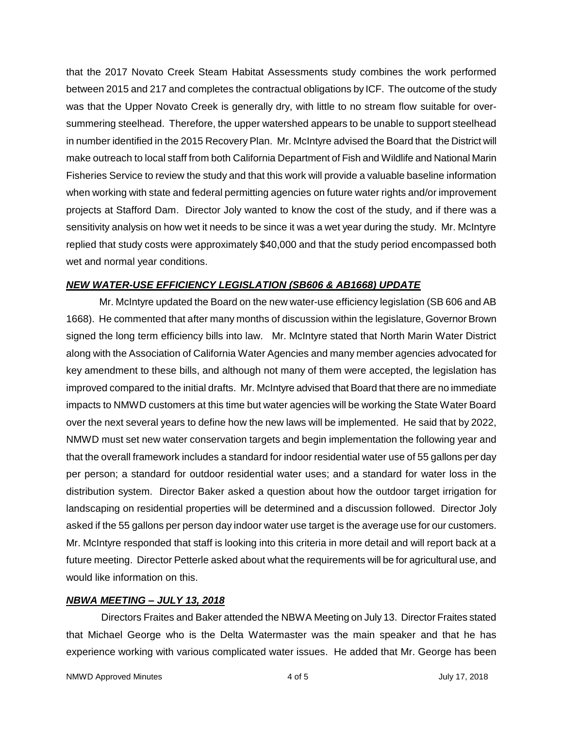that the 2017 Novato Creek Steam Habitat Assessments study combines the work performed between 2015 and 217 and completes the contractual obligations by ICF. The outcome of the study was that the Upper Novato Creek is generally dry, with little to no stream flow suitable for over-summering steelhead. Therefore, the upper watershed appears to be unable to support steelhead in number identified in the 2015 Recovery Plan. Mr. McIntyre advised the Board that the District will make outreach to local staff from both California Department of Fish and Wildlife and National Marin Fisheries Service to review the study and that this work will provide a valuable baseline information when working with state and federal permitting agencies on future water rights and/or improvement projects at Stafford Dam. Director Joly wanted to know the cost of the study, and if there was a sensitivity analysis on how wet it needs to be since it was a wet year during the study. Mr. McIntyre replied that study costs were approximately $40,000 and that the study period encompassed both wet and normal year conditions.

### ***NEW WATER-USE EFFICIENCY LEGISLATION (SB606 & AB1668) UPDATE***

Mr. McIntyre updated the Board on the new water-use efficiency legislation (SB 606 and AB 1668). He commented that after many months of discussion within the legislature, Governor Brown signed the long term efficiency bills into law. Mr. McIntyre stated that North Marin Water District along with the Association of California Water Agencies and many member agencies advocated for key amendment to these bills, and although not many of them were accepted, the legislation has improved compared to the initial drafts. Mr. McIntyre advised that Board that there are no immediate impacts to NMWD customers at this time but water agencies will be working the State Water Board over the next several years to define how the new laws will be implemented. He said that by 2022, NMWD must set new water conservation targets and begin implementation the following year and that the overall framework includes a standard for indoor residential water use of 55 gallons per day per person; a standard for outdoor residential water uses; and a standard for water loss in the distribution system. Director Baker asked a question about how the outdoor target irrigation for landscaping on residential properties will be determined and a discussion followed. Director Joly asked if the 55 gallons per person day indoor water use target is the average use for our customers. Mr. McIntyre responded that staff is looking into this criteria in more detail and will report back at a future meeting. Director Petterle asked about what the requirements will be for agricultural use, and would like information on this.

### ***NBWA MEETING – JULY 13, 2018***

Directors Fraites and Baker attended the NBWA Meeting on July 13. Director Fraites stated that Michael George who is the Delta Watermaster was the main speaker and that he has experience working with various complicated water issues. He added that Mr. George has been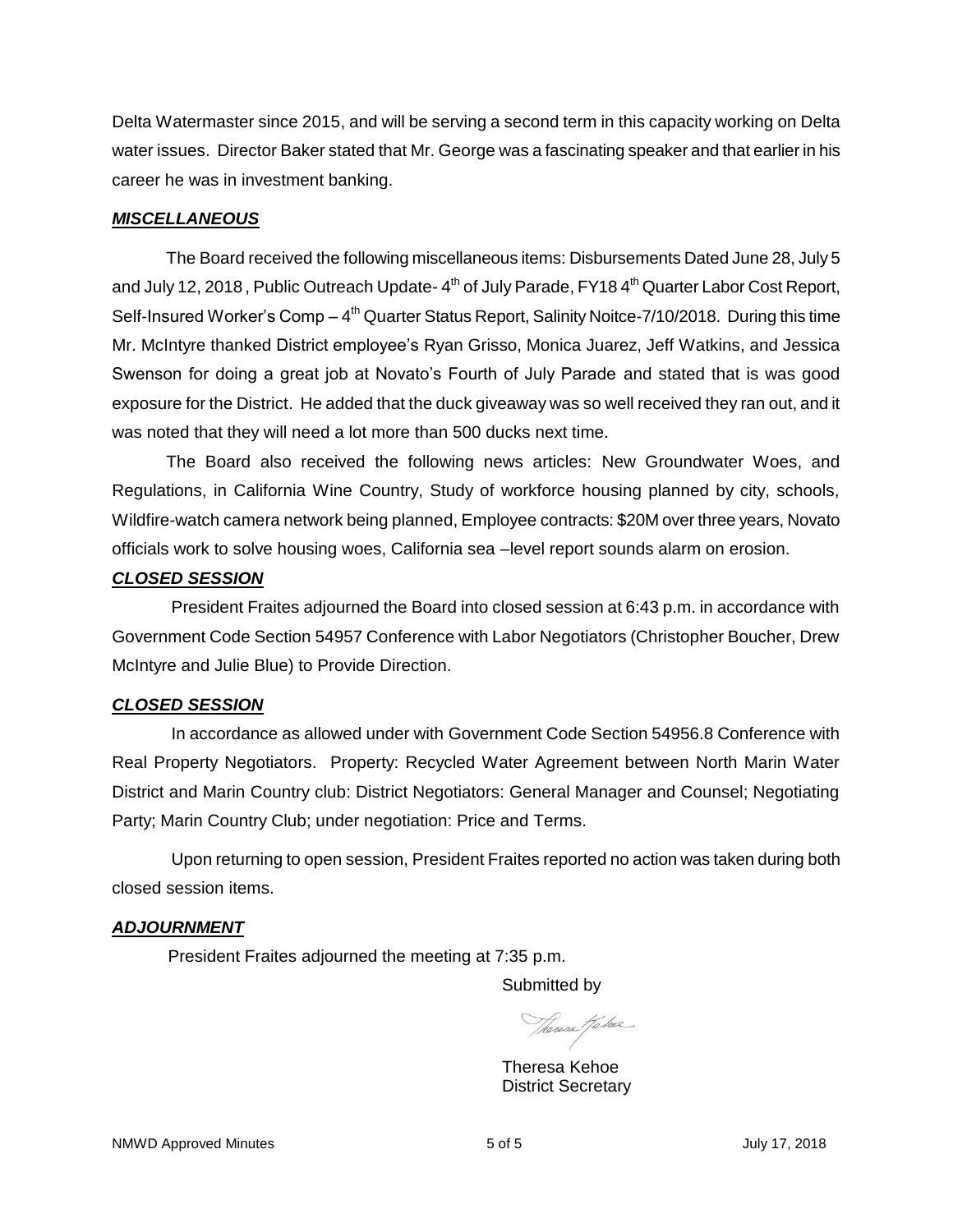Delta Watermaster since 2015, and will be serving a second term in this capacity working on Delta water issues. Director Baker stated that Mr. George was a fascinating speaker and that earlier in his career he was in investment banking.

***MISCELLANEOUS***

The Board received the following miscellaneous items: Disbursements Dated June 28, July 5 and July 12, 2018 , Public Outreach Update- 4th of July Parade, FY18 4th Quarter Labor Cost Report, Self-Insured Worker's Comp – 4th Quarter Status Report, Salinity Noitce-7/10/2018. During this time Mr. McIntyre thanked District employee's Ryan Grisso, Monica Juarez, Jeff Watkins, and Jessica Swenson for doing a great job at Novato's Fourth of July Parade and stated that is was good exposure for the District. He added that the duck giveaway was so well received they ran out, and it was noted that they will need a lot more than 500 ducks next time.

The Board also received the following news articles: New Groundwater Woes, and Regulations, in California Wine Country, Study of workforce housing planned by city, schools, Wildfire-watch camera network being planned, Employee contracts: $20M over three years, Novato officials work to solve housing woes, California sea –level report sounds alarm on erosion.

***CLOSED SESSION***

President Fraites adjourned the Board into closed session at 6:43 p.m. in accordance with Government Code Section 54957 Conference with Labor Negotiators (Christopher Boucher, Drew McIntyre and Julie Blue) to Provide Direction.

***CLOSED SESSION***

In accordance as allowed under with Government Code Section 54956.8 Conference with Real Property Negotiators. Property: Recycled Water Agreement between North Marin Water District and Marin Country club: District Negotiators: General Manager and Counsel; Negotiating Party; Marin Country Club; under negotiation: Price and Terms.

Upon returning to open session, President Fraites reported no action was taken during both closed session items.

***ADJOURNMENT***

President Fraites adjourned the meeting at 7:35 p.m.

Submitted by

Theresa Kehoe
District Secretary